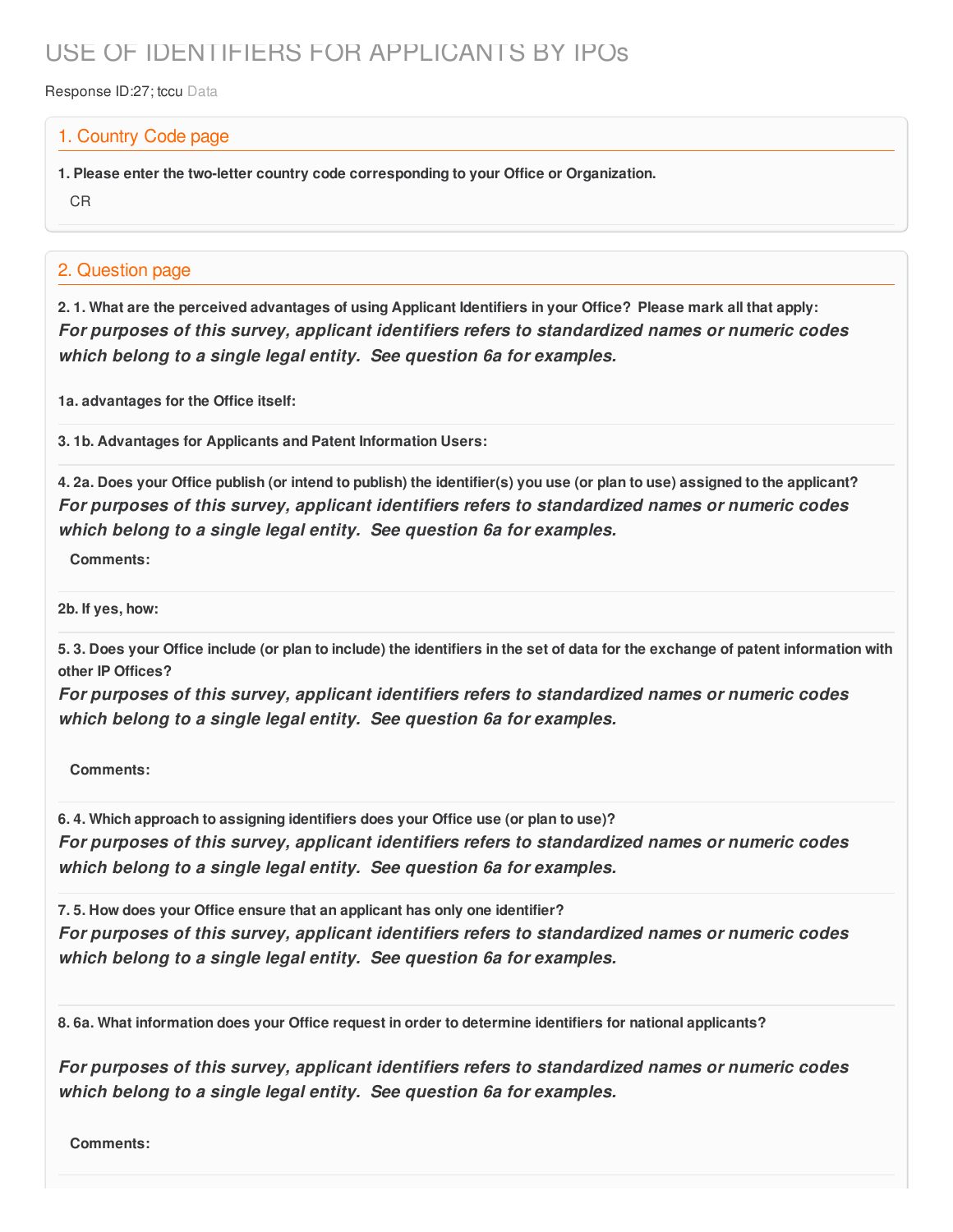# USE OF IDENTIFIERS FOR APPLICANTS BY IPOs

Response ID:27; tccu Data

## 1. Country Code page

**1. Please enter the two-letter country code corresponding to your Office or Organization.**

CR

## 2. Question page

**2. 1. What are the perceived advantages of using Applicant Identifiers in your Office? Please mark all that apply:**

***For purposes of this survey, applicant identifiers refers to standardized names or numeric codes which belong to a single legal entity. See question 6a for examples.***

**1a. advantages for the Office itself:**

**3. 1b. Advantages for Applicants and Patent Information Users:**

**4. 2a. Does your Office publish (or intend to publish) the identifier(s) you use (or plan to use) assigned to the applicant?**

***For purposes of this survey, applicant identifiers refers to standardized names or numeric codes which belong to a single legal entity. See question 6a for examples.***

**Comments:**

**2b. If yes, how:**

**5. 3. Does your Office include (or plan to include) the identifiers in the set of data for the exchange of patent information with other IP Offices?**

***For purposes of this survey, applicant identifiers refers to standardized names or numeric codes which belong to a single legal entity. See question 6a for examples.***

**Comments:**

**6. 4. Which approach to assigning identifiers does your Office use (or plan to use)?**

***For purposes of this survey, applicant identifiers refers to standardized names or numeric codes which belong to a single legal entity. See question 6a for examples.***

**7. 5. How does your Office ensure that an applicant has only one identifier?**

***For purposes of this survey, applicant identifiers refers to standardized names or numeric codes which belong to a single legal entity. See question 6a for examples.***

**8. 6a. What information does your Office request in order to determine identifiers for national applicants?**

***For purposes of this survey, applicant identifiers refers to standardized names or numeric codes which belong to a single legal entity. See question 6a for examples.***

**Comments:**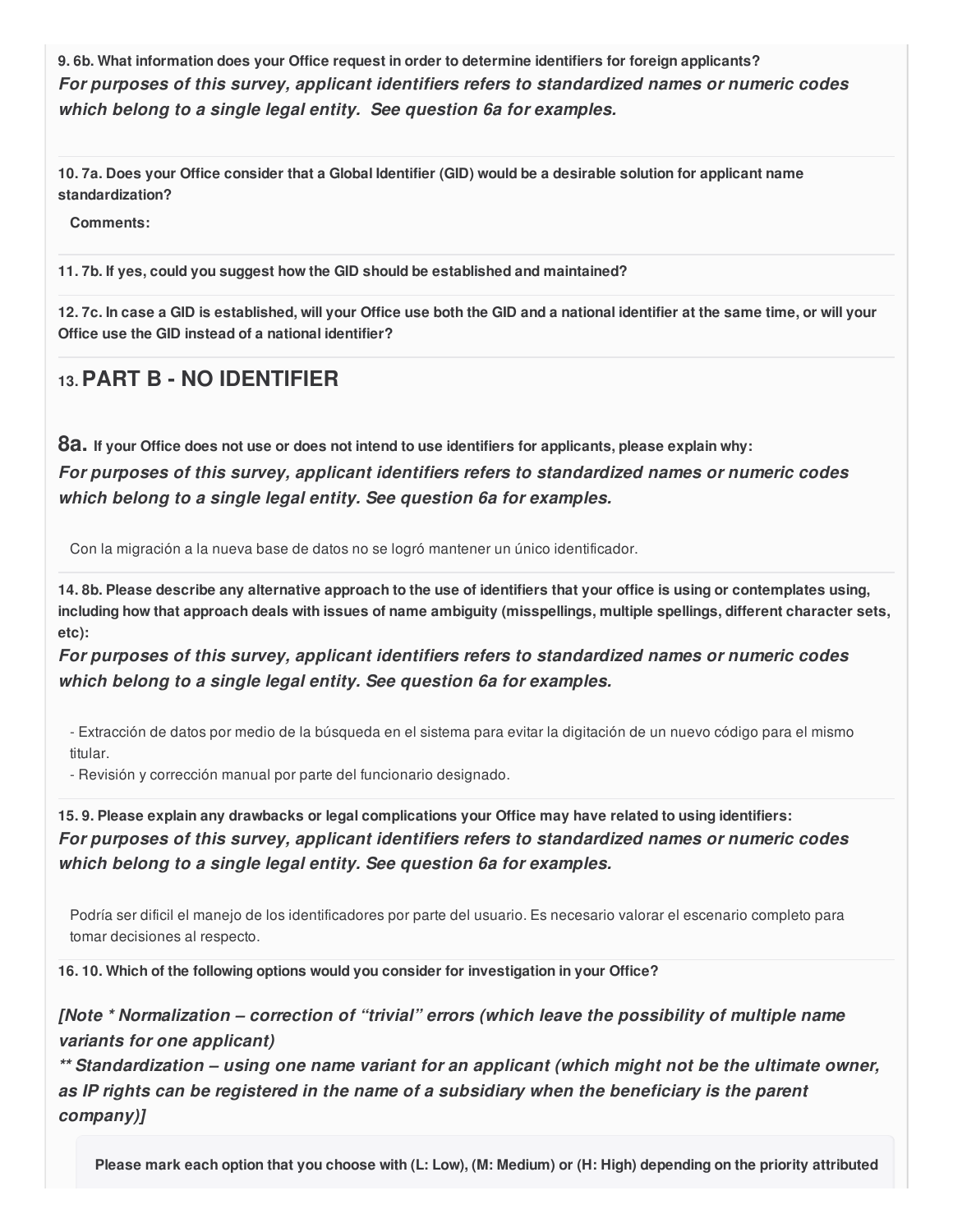**9. 6b. What information does your Office request in order to determine identifiers for foreign applicants?**

***For purposes of this survey, applicant identifiers refers to standardized names or numeric codes which belong to a single legal entity. See question 6a for examples.***

---

**10. 7a. Does your Office consider that a Global Identifier (GID) would be a desirable solution for applicant name standardization?**

**Comments:**

---

**11. 7b. If yes, could you suggest how the GID should be established and maintained?**

---

**12. 7c. In case a GID is established, will your Office use both the GID and a national identifier at the same time, or will your Office use the GID instead of a national identifier?**

---

## 13. PART B - NO IDENTIFIER

**8a.** **If your Office does not use or does not intend to use identifiers for applicants, please explain why:**

***For purposes of this survey, applicant identifiers refers to standardized names or numeric codes which belong to a single legal entity. See question 6a for examples.***

Con la migración a la nueva base de datos no se logró mantener un único identificador.

---

**14. 8b. Please describe any alternative approach to the use of identifiers that your office is using or contemplates using, including how that approach deals with issues of name ambiguity (misspellings, multiple spellings, different character sets, etc):**

***For purposes of this survey, applicant identifiers refers to standardized names or numeric codes which belong to a single legal entity. See question 6a for examples.***

- Extracción de datos por medio de la búsqueda en el sistema para evitar la digitación de un nuevo código para el mismo titular.
- Revisión y corrección manual por parte del funcionario designado.

---

**15. 9. Please explain any drawbacks or legal complications your Office may have related to using identifiers:**

***For purposes of this survey, applicant identifiers refers to standardized names or numeric codes which belong to a single legal entity. See question 6a for examples.***

Podría ser dificil el manejo de los identificadores por parte del usuario. Es necesario valorar el escenario completo para tomar decisiones al respecto.

---

**16. 10. Which of the following options would you consider for investigation in your Office?**

***[Note * Normalization – correction of "trivial" errors (which leave the possibility of multiple name variants for one applicant)***

***** Standardization – using one name variant for an applicant (which might not be the ultimate owner, as IP rights can be registered in the name of a subsidiary when the beneficiary is the parent company)]***

**Please mark each option that you choose with (L: Low), (M: Medium) or (H: High) depending on the priority attributed**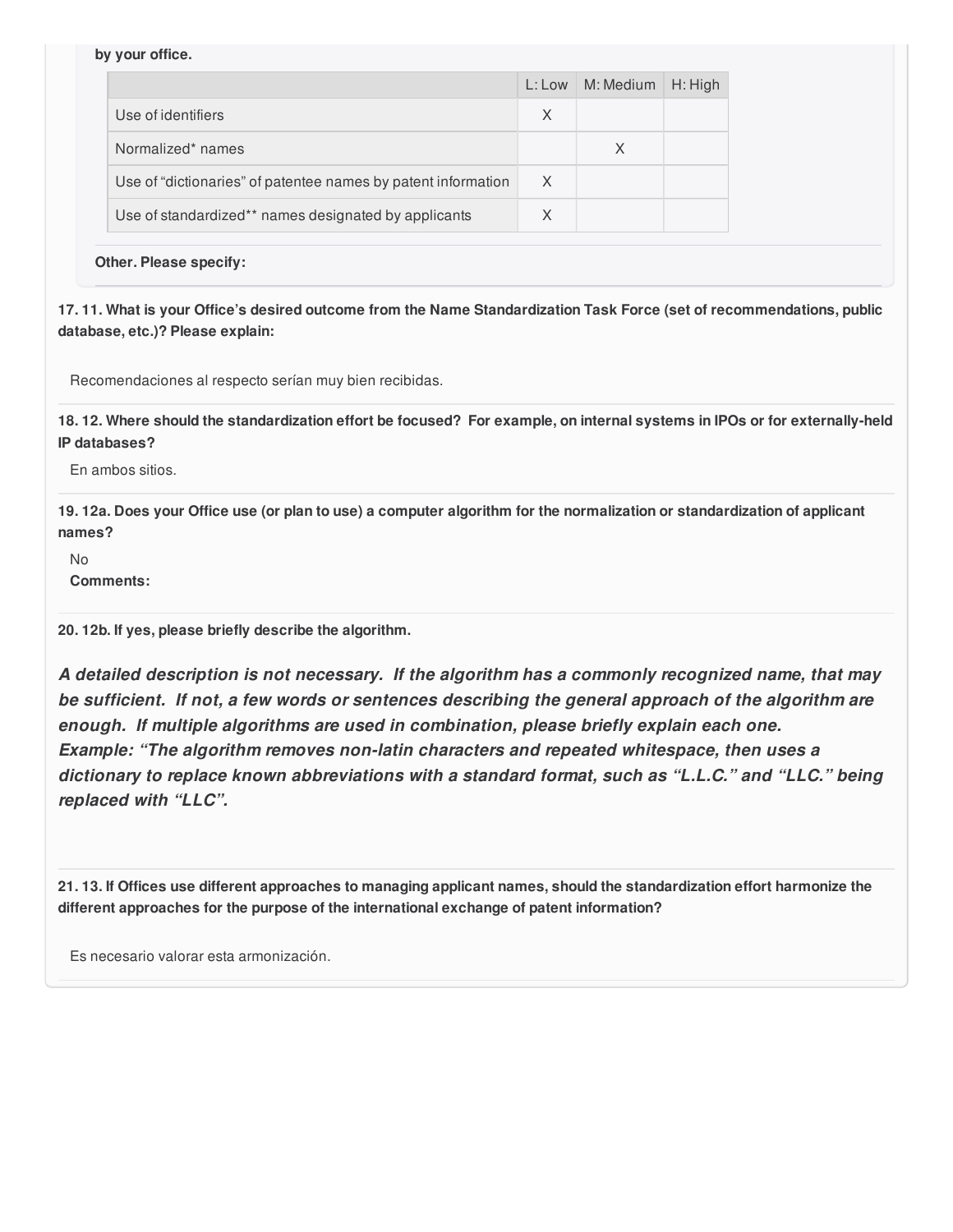**by your office.**

| | L: Low | M: Medium | H: High |
|---|---|---|---|
| Use of identifiers | X | | |
| Normalized* names | | X | |
| Use of “dictionaries” of patentee names by patent information | X | | |
| Use of standardized** names designated by applicants | X | | |

**Other. Please specify:**

**17. 11. What is your Office’s desired outcome from the Name Standardization Task Force (set of recommendations, public database, etc.)? Please explain:**

Recomendaciones al respecto serían muy bien recibidas.

**18. 12. Where should the standardization effort be focused? For example, on internal systems in IPOs or for externally-held IP databases?**

En ambos sitios.

**19. 12a. Does your Office use (or plan to use) a computer algorithm for the normalization or standardization of applicant names?**

No

**Comments:**

**20. 12b. If yes, please briefly describe the algorithm.**

***A detailed description is not necessary. If the algorithm has a commonly recognized name, that may be sufficient. If not, a few words or sentences describing the general approach of the algorithm are enough. If multiple algorithms are used in combination, please briefly explain each one.***
***Example: “The algorithm removes non-latin characters and repeated whitespace, then uses a dictionary to replace known abbreviations with a standard format, such as “L.L.C.” and “LLC.” being replaced with “LLC”.***

**21. 13. If Offices use different approaches to managing applicant names, should the standardization effort harmonize the different approaches for the purpose of the international exchange of patent information?**

Es necesario valorar esta armonización.